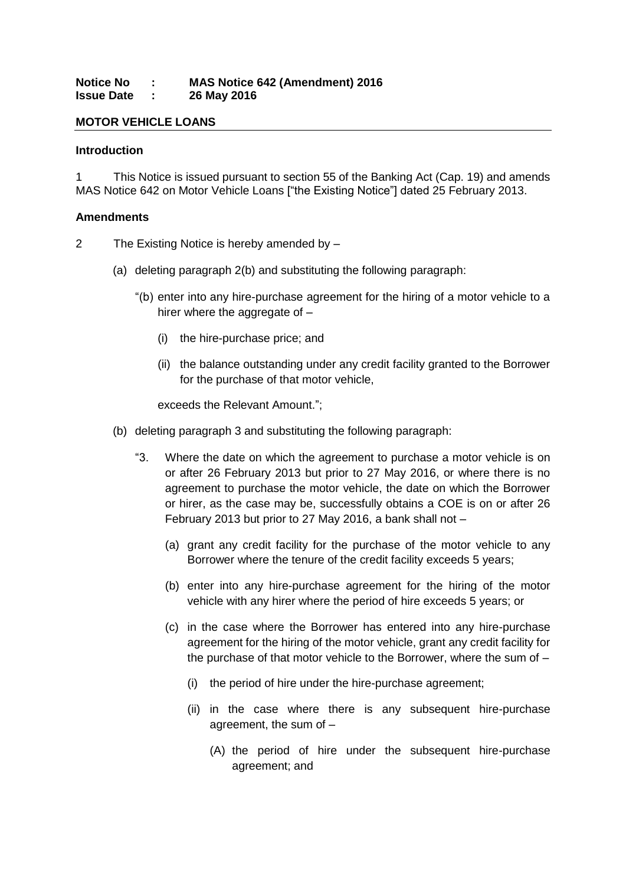**Notice No : MAS Notice 642 (Amendment) 2016**
**Issue Date : 26 May 2016**

**MOTOR VEHICLE LOANS**

**Introduction**

1 This Notice is issued pursuant to section 55 of the Banking Act (Cap. 19) and amends MAS Notice 642 on Motor Vehicle Loans ["the Existing Notice"] dated 25 February 2013.

**Amendments**

2 The Existing Notice is hereby amended by –

(a) deleting paragraph 2(b) and substituting the following paragraph:

"(b) enter into any hire-purchase agreement for the hiring of a motor vehicle to a hirer where the aggregate of –

(i) the hire-purchase price; and

(ii) the balance outstanding under any credit facility granted to the Borrower for the purchase of that motor vehicle,

exceeds the Relevant Amount.";

(b) deleting paragraph 3 and substituting the following paragraph:

"3. Where the date on which the agreement to purchase a motor vehicle is on or after 26 February 2013 but prior to 27 May 2016, or where there is no agreement to purchase the motor vehicle, the date on which the Borrower or hirer, as the case may be, successfully obtains a COE is on or after 26 February 2013 but prior to 27 May 2016, a bank shall not –

(a) grant any credit facility for the purchase of the motor vehicle to any Borrower where the tenure of the credit facility exceeds 5 years;

(b) enter into any hire-purchase agreement for the hiring of the motor vehicle with any hirer where the period of hire exceeds 5 years; or

(c) in the case where the Borrower has entered into any hire-purchase agreement for the hiring of the motor vehicle, grant any credit facility for the purchase of that motor vehicle to the Borrower, where the sum of –

(i) the period of hire under the hire-purchase agreement;

(ii) in the case where there is any subsequent hire-purchase agreement, the sum of –

(A) the period of hire under the subsequent hire-purchase agreement; and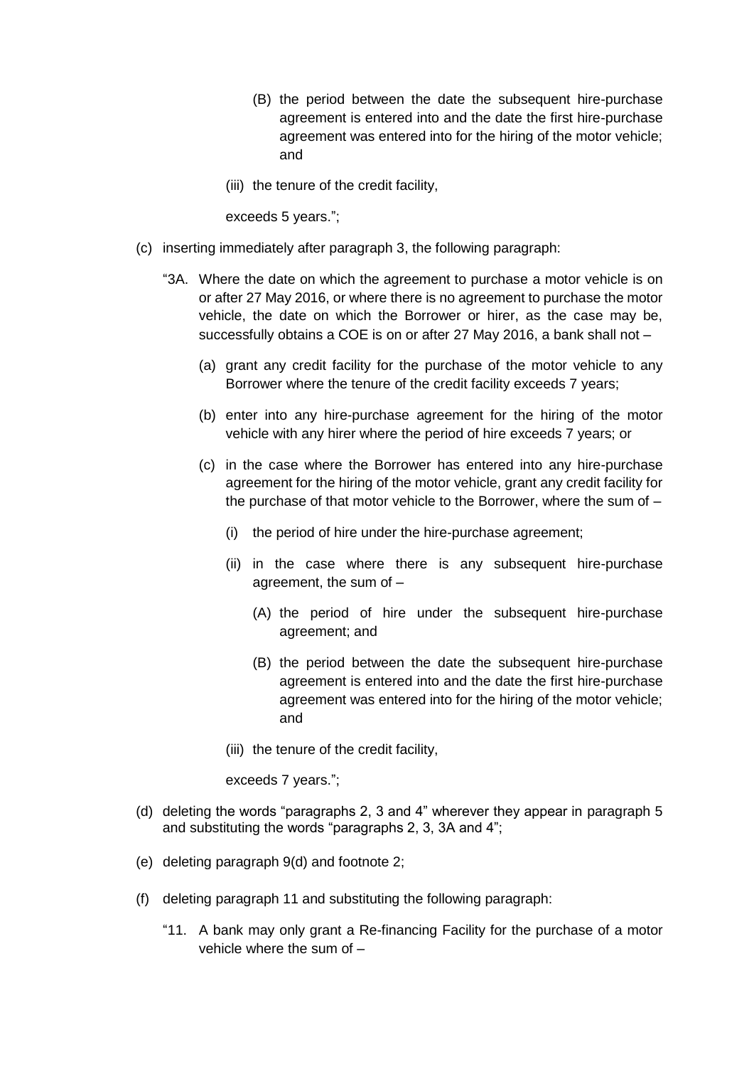(B) the period between the date the subsequent hire-purchase agreement is entered into and the date the first hire-purchase agreement was entered into for the hiring of the motor vehicle; and

(iii) the tenure of the credit facility,

exceeds 5 years.";

(c) inserting immediately after paragraph 3, the following paragraph:

"3A. Where the date on which the agreement to purchase a motor vehicle is on or after 27 May 2016, or where there is no agreement to purchase the motor vehicle, the date on which the Borrower or hirer, as the case may be, successfully obtains a COE is on or after 27 May 2016, a bank shall not –

(a) grant any credit facility for the purchase of the motor vehicle to any Borrower where the tenure of the credit facility exceeds 7 years;

(b) enter into any hire-purchase agreement for the hiring of the motor vehicle with any hirer where the period of hire exceeds 7 years; or

(c) in the case where the Borrower has entered into any hire-purchase agreement for the hiring of the motor vehicle, grant any credit facility for the purchase of that motor vehicle to the Borrower, where the sum of –

(i) the period of hire under the hire-purchase agreement;

(ii) in the case where there is any subsequent hire-purchase agreement, the sum of –

(A) the period of hire under the subsequent hire-purchase agreement; and

(B) the period between the date the subsequent hire-purchase agreement is entered into and the date the first hire-purchase agreement was entered into for the hiring of the motor vehicle; and

(iii) the tenure of the credit facility,

exceeds 7 years.";

(d) deleting the words "paragraphs 2, 3 and 4" wherever they appear in paragraph 5 and substituting the words "paragraphs 2, 3, 3A and 4";

(e) deleting paragraph 9(d) and footnote 2;

(f) deleting paragraph 11 and substituting the following paragraph:

"11. A bank may only grant a Re-financing Facility for the purchase of a motor vehicle where the sum of –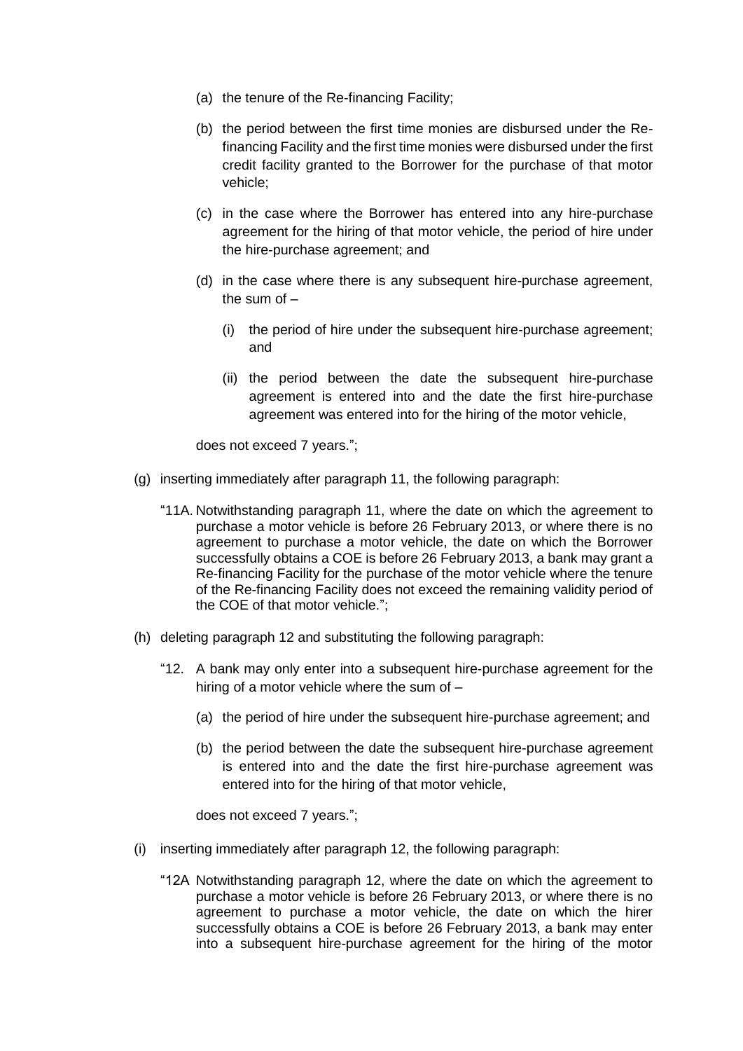(a) the tenure of the Re-financing Facility;

(b) the period between the first time monies are disbursed under the Re-financing Facility and the first time monies were disbursed under the first credit facility granted to the Borrower for the purchase of that motor vehicle;

(c) in the case where the Borrower has entered into any hire-purchase agreement for the hiring of that motor vehicle, the period of hire under the hire-purchase agreement; and

(d) in the case where there is any subsequent hire-purchase agreement, the sum of –

(i) the period of hire under the subsequent hire-purchase agreement; and

(ii) the period between the date the subsequent hire-purchase agreement is entered into and the date the first hire-purchase agreement was entered into for the hiring of the motor vehicle,

does not exceed 7 years.";

(g) inserting immediately after paragraph 11, the following paragraph:

"11A. Notwithstanding paragraph 11, where the date on which the agreement to purchase a motor vehicle is before 26 February 2013, or where there is no agreement to purchase a motor vehicle, the date on which the Borrower successfully obtains a COE is before 26 February 2013, a bank may grant a Re-financing Facility for the purchase of the motor vehicle where the tenure of the Re-financing Facility does not exceed the remaining validity period of the COE of that motor vehicle.";

(h) deleting paragraph 12 and substituting the following paragraph:

"12. A bank may only enter into a subsequent hire-purchase agreement for the hiring of a motor vehicle where the sum of –

(a) the period of hire under the subsequent hire-purchase agreement; and

(b) the period between the date the subsequent hire-purchase agreement is entered into and the date the first hire-purchase agreement was entered into for the hiring of that motor vehicle,

does not exceed 7 years.";

(i) inserting immediately after paragraph 12, the following paragraph:

"12A Notwithstanding paragraph 12, where the date on which the agreement to purchase a motor vehicle is before 26 February 2013, or where there is no agreement to purchase a motor vehicle, the date on which the hirer successfully obtains a COE is before 26 February 2013, a bank may enter into a subsequent hire-purchase agreement for the hiring of the motor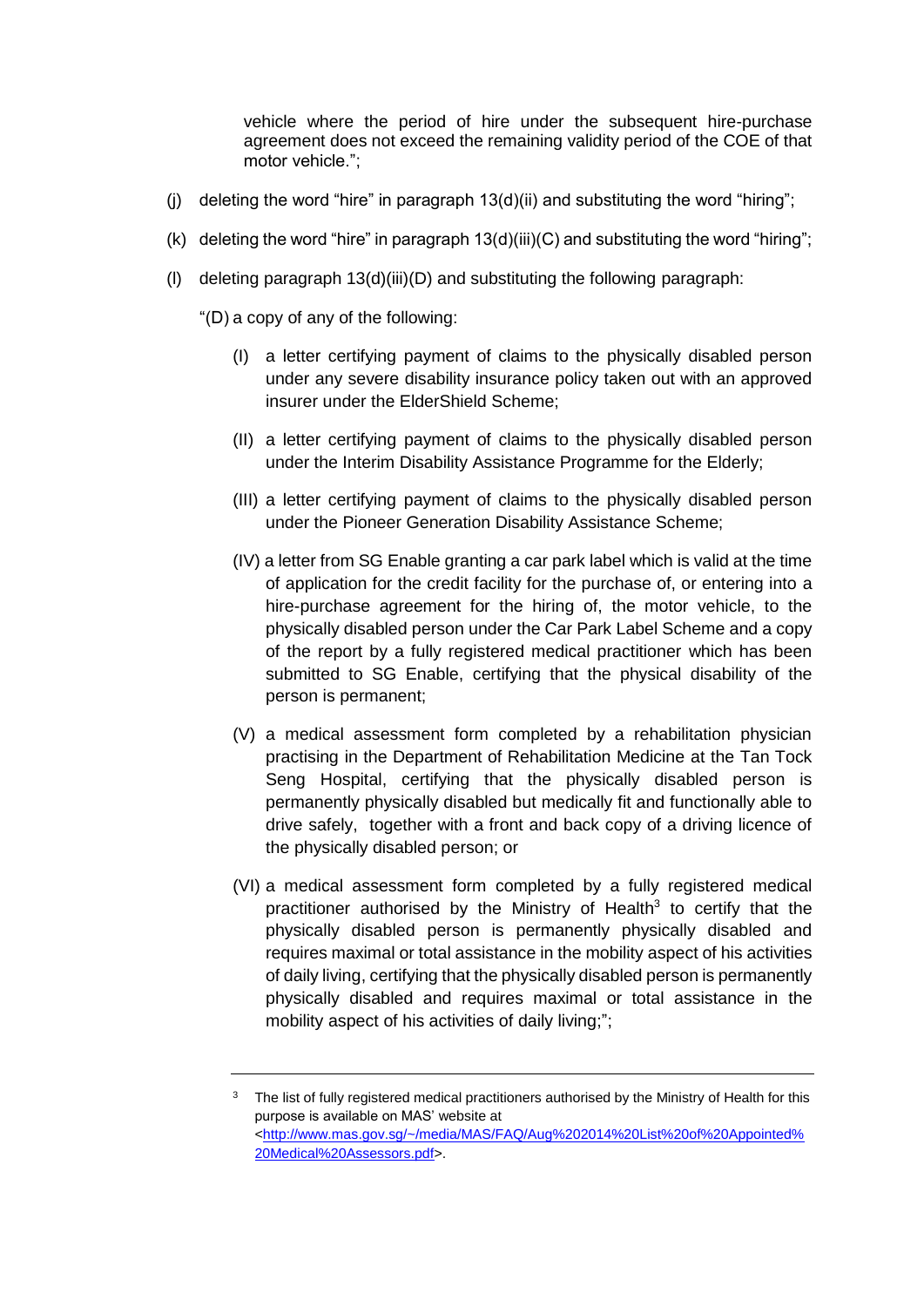vehicle where the period of hire under the subsequent hire-purchase agreement does not exceed the remaining validity period of the COE of that motor vehicle.";

(j) deleting the word "hire" in paragraph 13(d)(ii) and substituting the word "hiring";

(k) deleting the word "hire" in paragraph 13(d)(iii)(C) and substituting the word "hiring";

(l) deleting paragraph 13(d)(iii)(D) and substituting the following paragraph:

"(D) a copy of any of the following:

(I) a letter certifying payment of claims to the physically disabled person under any severe disability insurance policy taken out with an approved insurer under the ElderShield Scheme;

(II) a letter certifying payment of claims to the physically disabled person under the Interim Disability Assistance Programme for the Elderly;

(III) a letter certifying payment of claims to the physically disabled person under the Pioneer Generation Disability Assistance Scheme;

(IV) a letter from SG Enable granting a car park label which is valid at the time of application for the credit facility for the purchase of, or entering into a hire-purchase agreement for the hiring of, the motor vehicle, to the physically disabled person under the Car Park Label Scheme and a copy of the report by a fully registered medical practitioner which has been submitted to SG Enable, certifying that the physical disability of the person is permanent;

(V) a medical assessment form completed by a rehabilitation physician practising in the Department of Rehabilitation Medicine at the Tan Tock Seng Hospital, certifying that the physically disabled person is permanently physically disabled but medically fit and functionally able to drive safely, together with a front and back copy of a driving licence of the physically disabled person; or

(VI) a medical assessment form completed by a fully registered medical practitioner authorised by the Ministry of Health[3] to certify that the physically disabled person is permanently physically disabled and requires maximal or total assistance in the mobility aspect of his activities of daily living, certifying that the physically disabled person is permanently physically disabled and requires maximal or total assistance in the mobility aspect of his activities of daily living;";

---

[3] The list of fully registered medical practitioners authorised by the Ministry of Health for this purpose is available on MAS' website at <http://www.mas.gov.sg/~/media/MAS/FAQ/Aug%202014%20List%20of%20Appointed%20Medical%20Assessors.pdf>.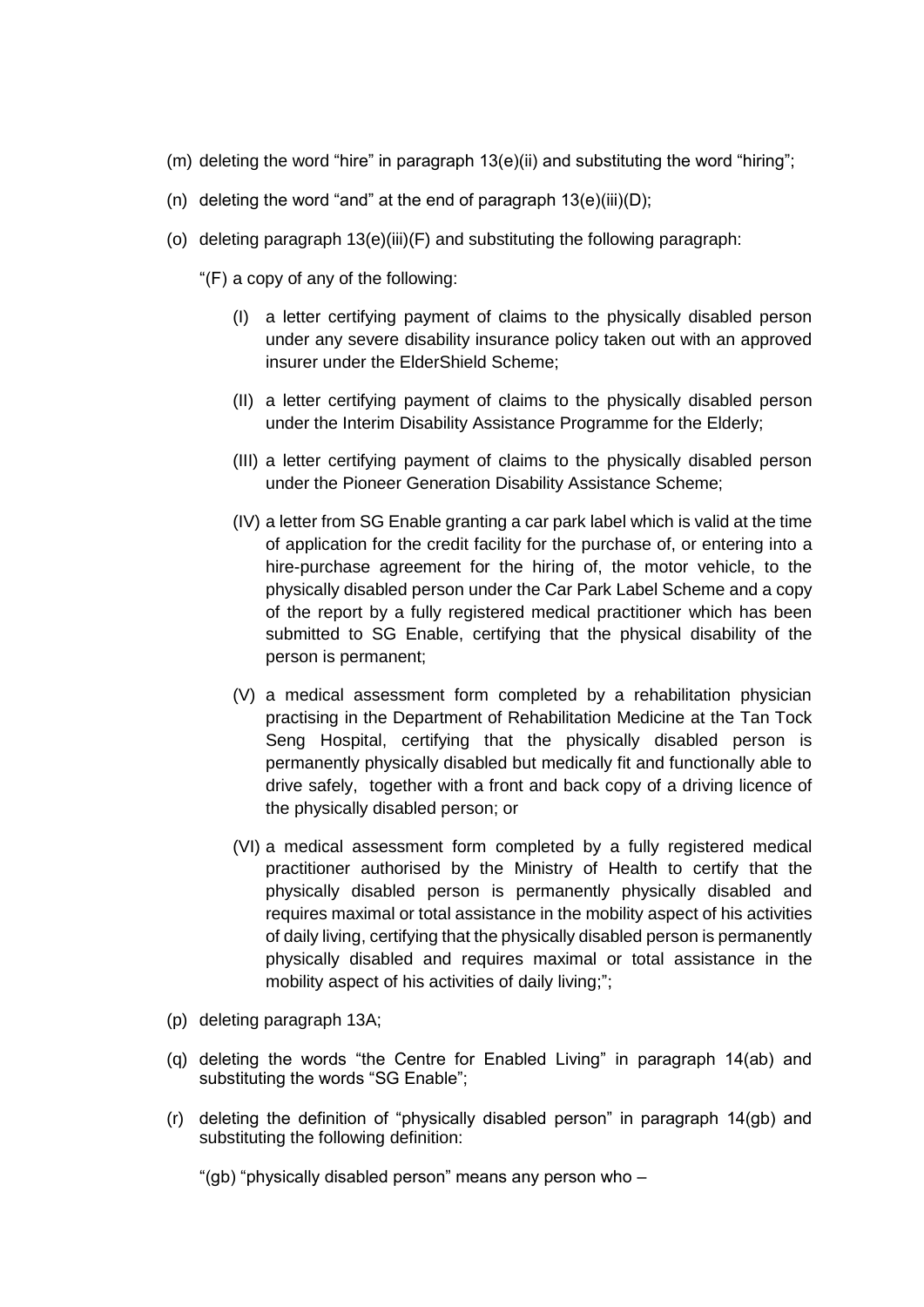(m) deleting the word “hire” in paragraph 13(e)(ii) and substituting the word “hiring”;

(n) deleting the word “and” at the end of paragraph 13(e)(iii)(D);

(o) deleting paragraph 13(e)(iii)(F) and substituting the following paragraph:

“(F) a copy of any of the following:

(I) a letter certifying payment of claims to the physically disabled person under any severe disability insurance policy taken out with an approved insurer under the ElderShield Scheme;

(II) a letter certifying payment of claims to the physically disabled person under the Interim Disability Assistance Programme for the Elderly;

(III) a letter certifying payment of claims to the physically disabled person under the Pioneer Generation Disability Assistance Scheme;

(IV) a letter from SG Enable granting a car park label which is valid at the time of application for the credit facility for the purchase of, or entering into a hire-purchase agreement for the hiring of, the motor vehicle, to the physically disabled person under the Car Park Label Scheme and a copy of the report by a fully registered medical practitioner which has been submitted to SG Enable, certifying that the physical disability of the person is permanent;

(V) a medical assessment form completed by a rehabilitation physician practising in the Department of Rehabilitation Medicine at the Tan Tock Seng Hospital, certifying that the physically disabled person is permanently physically disabled but medically fit and functionally able to drive safely, together with a front and back copy of a driving licence of the physically disabled person; or

(VI) a medical assessment form completed by a fully registered medical practitioner authorised by the Ministry of Health to certify that the physically disabled person is permanently physically disabled and requires maximal or total assistance in the mobility aspect of his activities of daily living, certifying that the physically disabled person is permanently physically disabled and requires maximal or total assistance in the mobility aspect of his activities of daily living;”;

(p) deleting paragraph 13A;

(q) deleting the words “the Centre for Enabled Living” in paragraph 14(ab) and substituting the words “SG Enable”;

(r) deleting the definition of “physically disabled person” in paragraph 14(gb) and substituting the following definition:

“(gb) “physically disabled person” means any person who –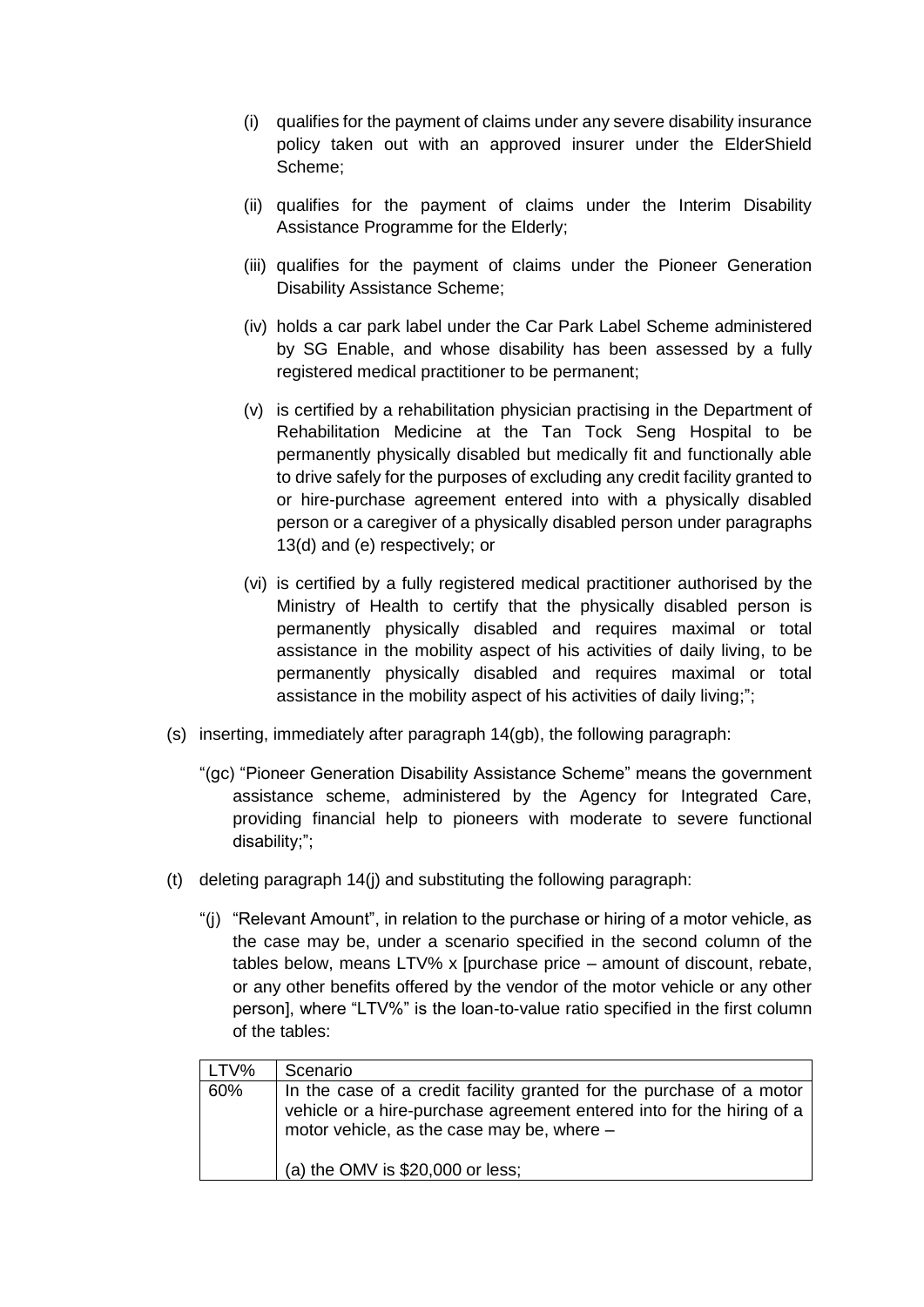(i) qualifies for the payment of claims under any severe disability insurance policy taken out with an approved insurer under the ElderShield Scheme;

(ii) qualifies for the payment of claims under the Interim Disability Assistance Programme for the Elderly;

(iii) qualifies for the payment of claims under the Pioneer Generation Disability Assistance Scheme;

(iv) holds a car park label under the Car Park Label Scheme administered by SG Enable, and whose disability has been assessed by a fully registered medical practitioner to be permanent;

(v) is certified by a rehabilitation physician practising in the Department of Rehabilitation Medicine at the Tan Tock Seng Hospital to be permanently physically disabled but medically fit and functionally able to drive safely for the purposes of excluding any credit facility granted to or hire-purchase agreement entered into with a physically disabled person or a caregiver of a physically disabled person under paragraphs 13(d) and (e) respectively; or

(vi) is certified by a fully registered medical practitioner authorised by the Ministry of Health to certify that the physically disabled person is permanently physically disabled and requires maximal or total assistance in the mobility aspect of his activities of daily living, to be permanently physically disabled and requires maximal or total assistance in the mobility aspect of his activities of daily living;";

(s) inserting, immediately after paragraph 14(gb), the following paragraph:

"(gc) "Pioneer Generation Disability Assistance Scheme" means the government assistance scheme, administered by the Agency for Integrated Care, providing financial help to pioneers with moderate to severe functional disability;";

(t) deleting paragraph 14(j) and substituting the following paragraph:

"(j) "Relevant Amount", in relation to the purchase or hiring of a motor vehicle, as the case may be, under a scenario specified in the second column of the tables below, means LTV% x [purchase price – amount of discount, rebate, or any other benefits offered by the vendor of the motor vehicle or any other person], where "LTV%" is the loan-to-value ratio specified in the first column of the tables:

| LTV% | Scenario |
|---|---|
| 60% | In the case of a credit facility granted for the purchase of a motor vehicle or a hire-purchase agreement entered into for the hiring of a motor vehicle, as the case may be, where –<br><br>(a) the OMV is $20,000 or less; |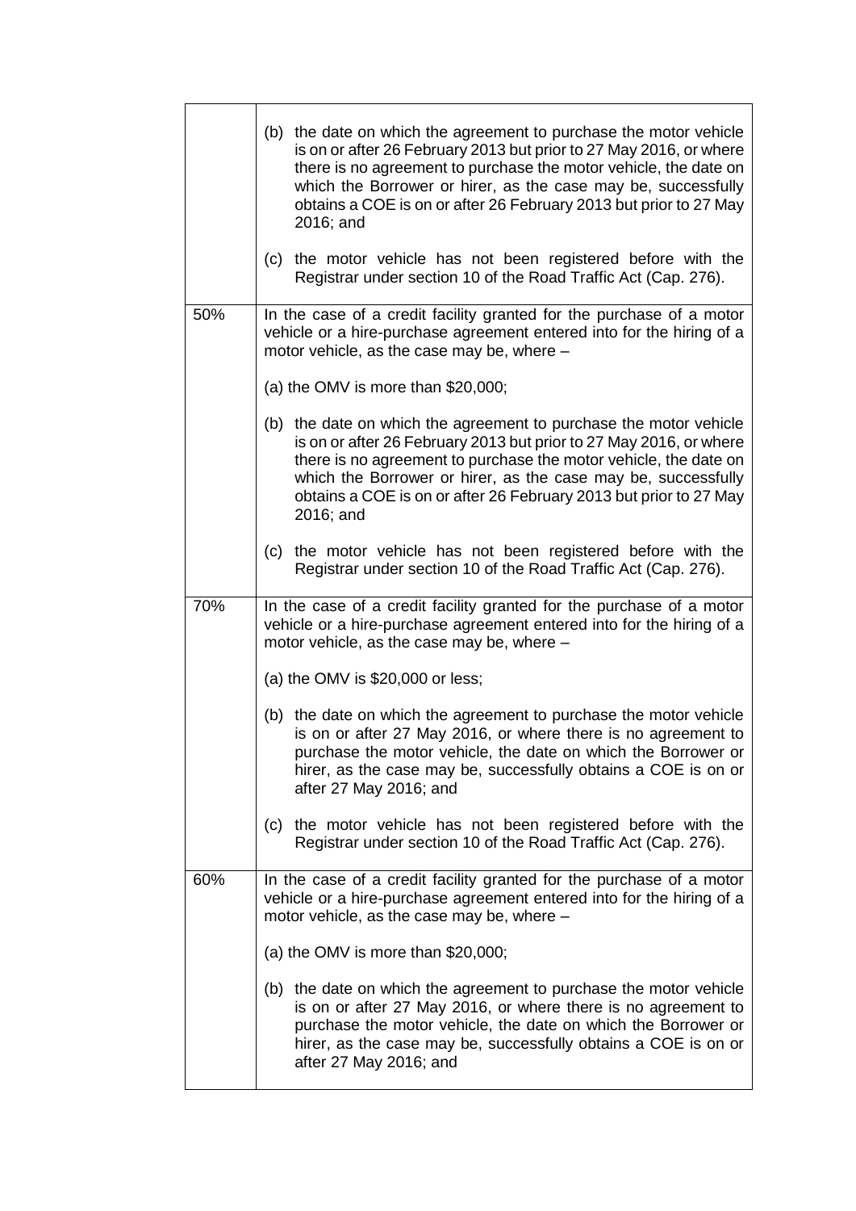| | |
|---|---|
| | (b) the date on which the agreement to purchase the motor vehicle is on or after 26 February 2013 but prior to 27 May 2016, or where there is no agreement to purchase the motor vehicle, the date on which the Borrower or hirer, as the case may be, successfully obtains a COE is on or after 26 February 2013 but prior to 27 May 2016; and<br><br>(c) the motor vehicle has not been registered before with the Registrar under section 10 of the Road Traffic Act (Cap. 276). |
| 50% | In the case of a credit facility granted for the purchase of a motor vehicle or a hire-purchase agreement entered into for the hiring of a motor vehicle, as the case may be, where –<br><br>(a) the OMV is more than $20,000;<br><br>(b) the date on which the agreement to purchase the motor vehicle is on or after 26 February 2013 but prior to 27 May 2016, or where there is no agreement to purchase the motor vehicle, the date on which the Borrower or hirer, as the case may be, successfully obtains a COE is on or after 26 February 2013 but prior to 27 May 2016; and<br><br>(c) the motor vehicle has not been registered before with the Registrar under section 10 of the Road Traffic Act (Cap. 276). |
| 70% | In the case of a credit facility granted for the purchase of a motor vehicle or a hire-purchase agreement entered into for the hiring of a motor vehicle, as the case may be, where –<br><br>(a) the OMV is $20,000 or less;<br><br>(b) the date on which the agreement to purchase the motor vehicle is on or after 27 May 2016, or where there is no agreement to purchase the motor vehicle, the date on which the Borrower or hirer, as the case may be, successfully obtains a COE is on or after 27 May 2016; and<br><br>(c) the motor vehicle has not been registered before with the Registrar under section 10 of the Road Traffic Act (Cap. 276). |
| 60% | In the case of a credit facility granted for the purchase of a motor vehicle or a hire-purchase agreement entered into for the hiring of a motor vehicle, as the case may be, where –<br><br>(a) the OMV is more than $20,000;<br><br>(b) the date on which the agreement to purchase the motor vehicle is on or after 27 May 2016, or where there is no agreement to purchase the motor vehicle, the date on which the Borrower or hirer, as the case may be, successfully obtains a COE is on or after 27 May 2016; and |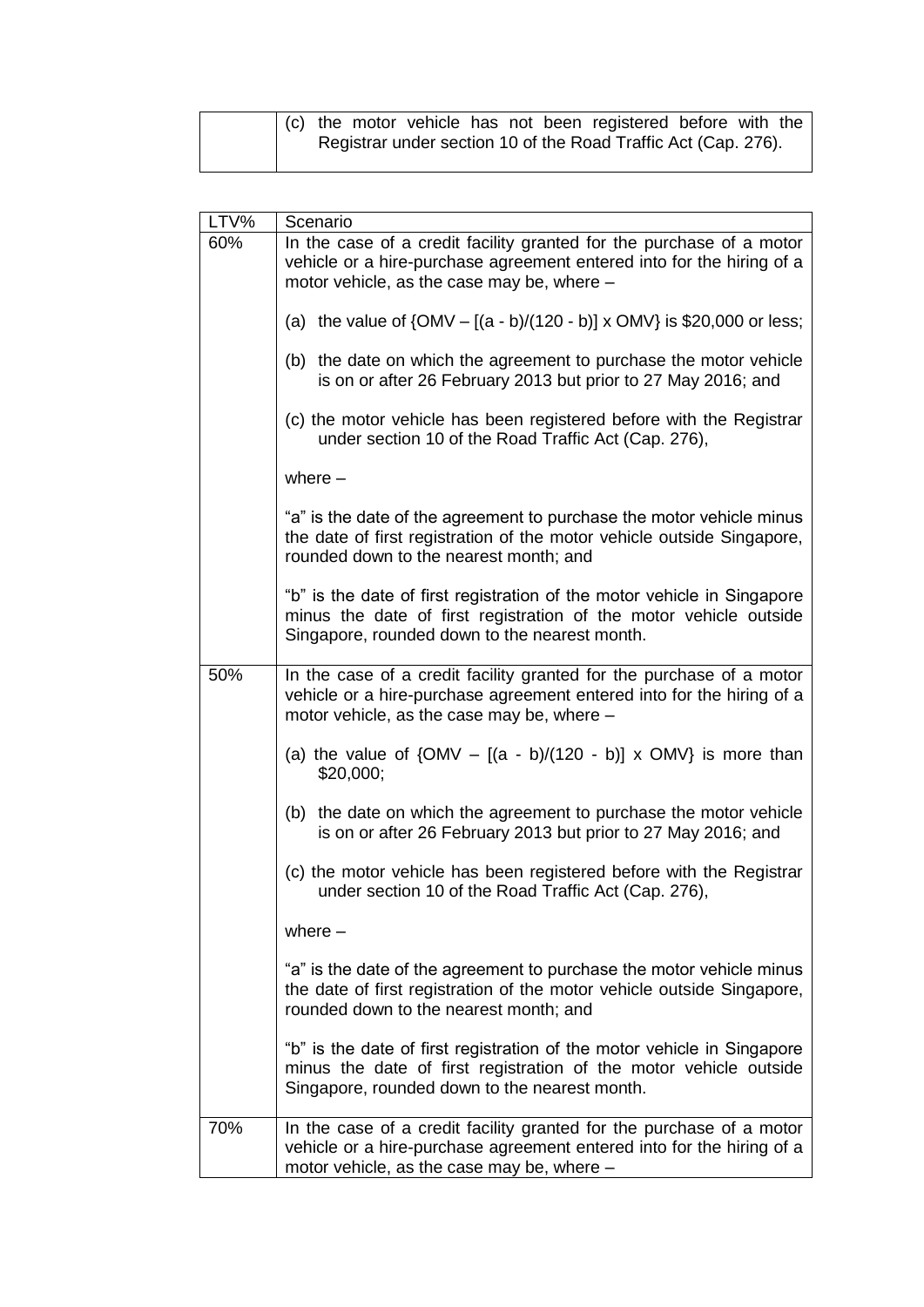| | |
|---|---|
| | (c) the motor vehicle has not been registered before with the Registrar under section 10 of the Road Traffic Act (Cap. 276). |

| LTV% | Scenario |
|---|---|
| 60% | In the case of a credit facility granted for the purchase of a motor vehicle or a hire-purchase agreement entered into for the hiring of a motor vehicle, as the case may be, where –<br><br>(a) the value of {OMV – [(a - b)/(120 - b)] x OMV} is \$20,000 or less;<br><br>(b) the date on which the agreement to purchase the motor vehicle is on or after 26 February 2013 but prior to 27 May 2016; and<br><br>(c) the motor vehicle has been registered before with the Registrar under section 10 of the Road Traffic Act (Cap. 276),<br><br>where –<br><br>"a" is the date of the agreement to purchase the motor vehicle minus the date of first registration of the motor vehicle outside Singapore, rounded down to the nearest month; and<br><br>"b" is the date of first registration of the motor vehicle in Singapore minus the date of first registration of the motor vehicle outside Singapore, rounded down to the nearest month. |
| 50% | In the case of a credit facility granted for the purchase of a motor vehicle or a hire-purchase agreement entered into for the hiring of a motor vehicle, as the case may be, where –<br><br>(a) the value of {OMV – [(a - b)/(120 - b)] x OMV} is more than \$20,000;<br><br>(b) the date on which the agreement to purchase the motor vehicle is on or after 26 February 2013 but prior to 27 May 2016; and<br><br>(c) the motor vehicle has been registered before with the Registrar under section 10 of the Road Traffic Act (Cap. 276),<br><br>where –<br><br>"a" is the date of the agreement to purchase the motor vehicle minus the date of first registration of the motor vehicle outside Singapore, rounded down to the nearest month; and<br><br>"b" is the date of first registration of the motor vehicle in Singapore minus the date of first registration of the motor vehicle outside Singapore, rounded down to the nearest month. |
| 70% | In the case of a credit facility granted for the purchase of a motor vehicle or a hire-purchase agreement entered into for the hiring of a motor vehicle, as the case may be, where – |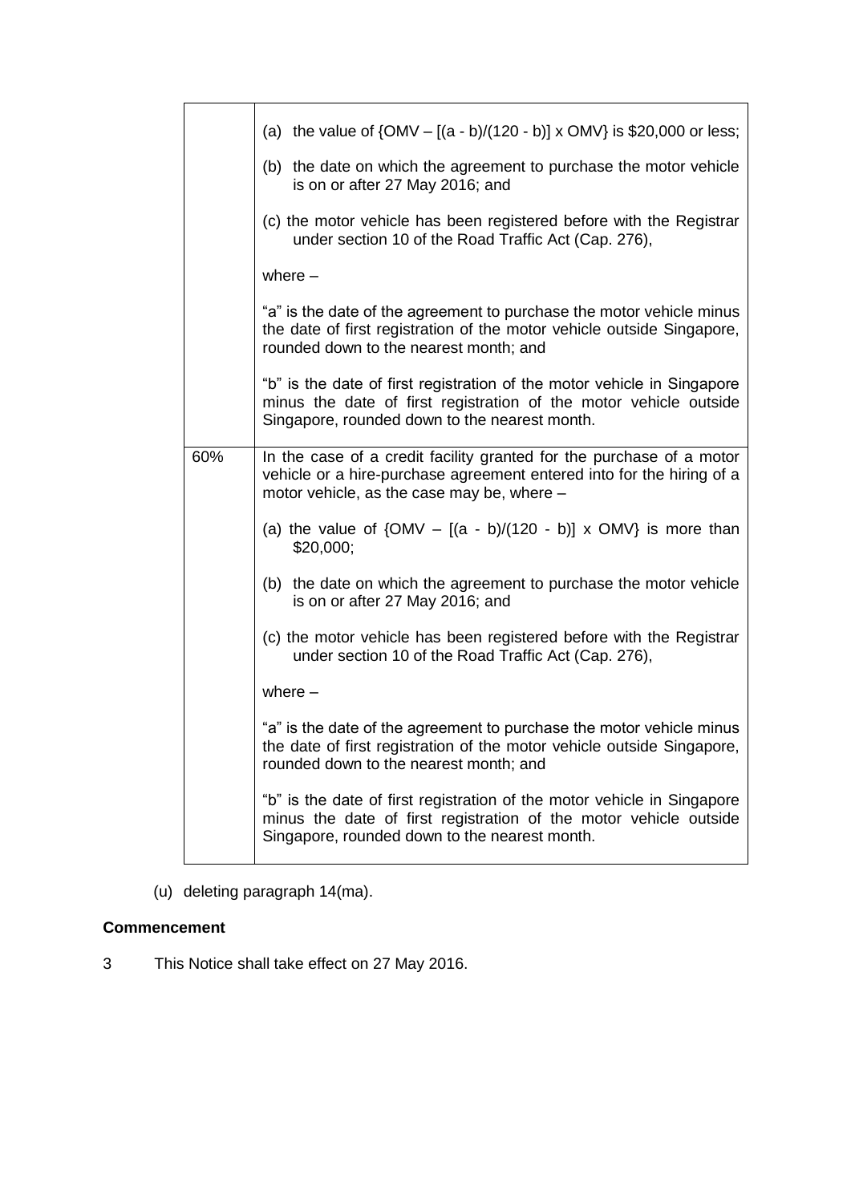| | |
|---|---|
| | (a) the value of {OMV – [(a - b)/(120 - b)] x OMV} is $20,000 or less;<br><br>(b) the date on which the agreement to purchase the motor vehicle is on or after 27 May 2016; and<br><br>(c) the motor vehicle has been registered before with the Registrar under section 10 of the Road Traffic Act (Cap. 276),<br><br>where –<br><br>"a" is the date of the agreement to purchase the motor vehicle minus the date of first registration of the motor vehicle outside Singapore, rounded down to the nearest month; and<br><br>"b" is the date of first registration of the motor vehicle in Singapore minus the date of first registration of the motor vehicle outside Singapore, rounded down to the nearest month. |
| 60% | In the case of a credit facility granted for the purchase of a motor vehicle or a hire-purchase agreement entered into for the hiring of a motor vehicle, as the case may be, where –<br><br>(a) the value of {OMV – [(a - b)/(120 - b)] x OMV} is more than $20,000;<br><br>(b) the date on which the agreement to purchase the motor vehicle is on or after 27 May 2016; and<br><br>(c) the motor vehicle has been registered before with the Registrar under section 10 of the Road Traffic Act (Cap. 276),<br><br>where –<br><br>"a" is the date of the agreement to purchase the motor vehicle minus the date of first registration of the motor vehicle outside Singapore, rounded down to the nearest month; and<br><br>"b" is the date of first registration of the motor vehicle in Singapore minus the date of first registration of the motor vehicle outside Singapore, rounded down to the nearest month. |

(u) deleting paragraph 14(ma).

**Commencement**

3 This Notice shall take effect on 27 May 2016.